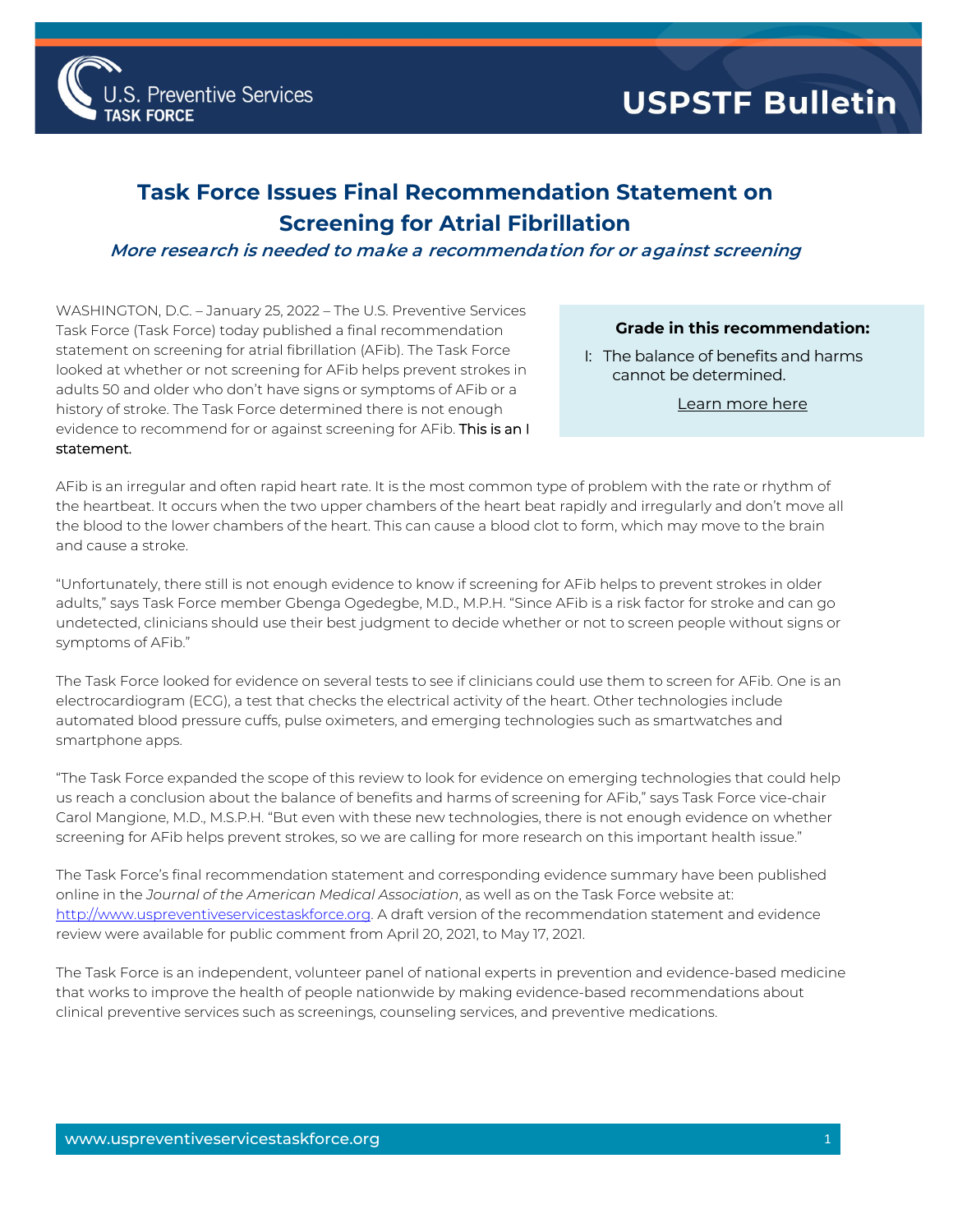U.S. Preventive Services TASK FORCE

# USPSTF Bulletin

## Task Force Issues Final Recommendation Statement on Screening for Atrial Fibrillation

***More research is needed to make a recommendation for or against screening***

WASHINGTON, D.C. – January 25, 2022 – The U.S. Preventive Services Task Force (Task Force) today published a final recommendation statement on screening for atrial fibrillation (AFib). The Task Force looked at whether or not screening for AFib helps prevent strokes in adults 50 and older who don't have signs or symptoms of AFib or a history of stroke. The Task Force determined there is not enough evidence to recommend for or against screening for AFib. This is an I statement.

**Grade in this recommendation:**

I: The balance of benefits and harms cannot be determined.

Learn more here

AFib is an irregular and often rapid heart rate. It is the most common type of problem with the rate or rhythm of the heartbeat. It occurs when the two upper chambers of the heart beat rapidly and irregularly and don't move all the blood to the lower chambers of the heart. This can cause a blood clot to form, which may move to the brain and cause a stroke.

"Unfortunately, there still is not enough evidence to know if screening for AFib helps to prevent strokes in older adults," says Task Force member Gbenga Ogedegbe, M.D., M.P.H. "Since AFib is a risk factor for stroke and can go undetected, clinicians should use their best judgment to decide whether or not to screen people without signs or symptoms of AFib."

The Task Force looked for evidence on several tests to see if clinicians could use them to screen for AFib. One is an electrocardiogram (ECG), a test that checks the electrical activity of the heart. Other technologies include automated blood pressure cuffs, pulse oximeters, and emerging technologies such as smartwatches and smartphone apps.

"The Task Force expanded the scope of this review to look for evidence on emerging technologies that could help us reach a conclusion about the balance of benefits and harms of screening for AFib," says Task Force vice-chair Carol Mangione, M.D., M.S.P.H. "But even with these new technologies, there is not enough evidence on whether screening for AFib helps prevent strokes, so we are calling for more research on this important health issue."

The Task Force's final recommendation statement and corresponding evidence summary have been published online in the *Journal of the American Medical Association*, as well as on the Task Force website at: http://www.uspreventiveservicestaskforce.org. A draft version of the recommendation statement and evidence review were available for public comment from April 20, 2021, to May 17, 2021.

The Task Force is an independent, volunteer panel of national experts in prevention and evidence-based medicine that works to improve the health of people nationwide by making evidence-based recommendations about clinical preventive services such as screenings, counseling services, and preventive medications.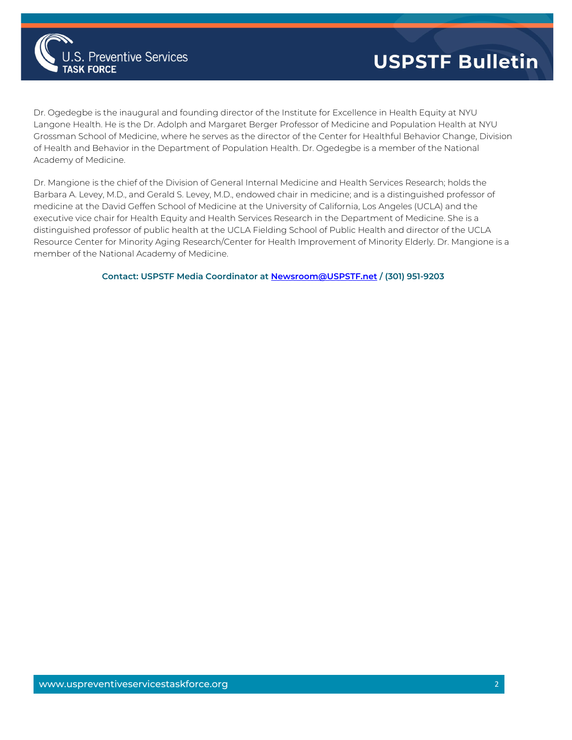Dr. Ogedegbe is the inaugural and founding director of the Institute for Excellence in Health Equity at NYU Langone Health. He is the Dr. Adolph and Margaret Berger Professor of Medicine and Population Health at NYU Grossman School of Medicine, where he serves as the director of the Center for Healthful Behavior Change, Division of Health and Behavior in the Department of Population Health. Dr. Ogedegbe is a member of the National Academy of Medicine.

Dr. Mangione is the chief of the Division of General Internal Medicine and Health Services Research; holds the Barbara A. Levey, M.D., and Gerald S. Levey, M.D., endowed chair in medicine; and is a distinguished professor of medicine at the David Geffen School of Medicine at the University of California, Los Angeles (UCLA) and the executive vice chair for Health Equity and Health Services Research in the Department of Medicine. She is a distinguished professor of public health at the UCLA Fielding School of Public Health and director of the UCLA Resource Center for Minority Aging Research/Center for Health Improvement of Minority Elderly. Dr. Mangione is a member of the National Academy of Medicine.

**Contact: USPSTF Media Coordinator at [Newsroom@USPSTF.net](mailto:Newsroom@USPSTF.net) / (301) 951-9203**